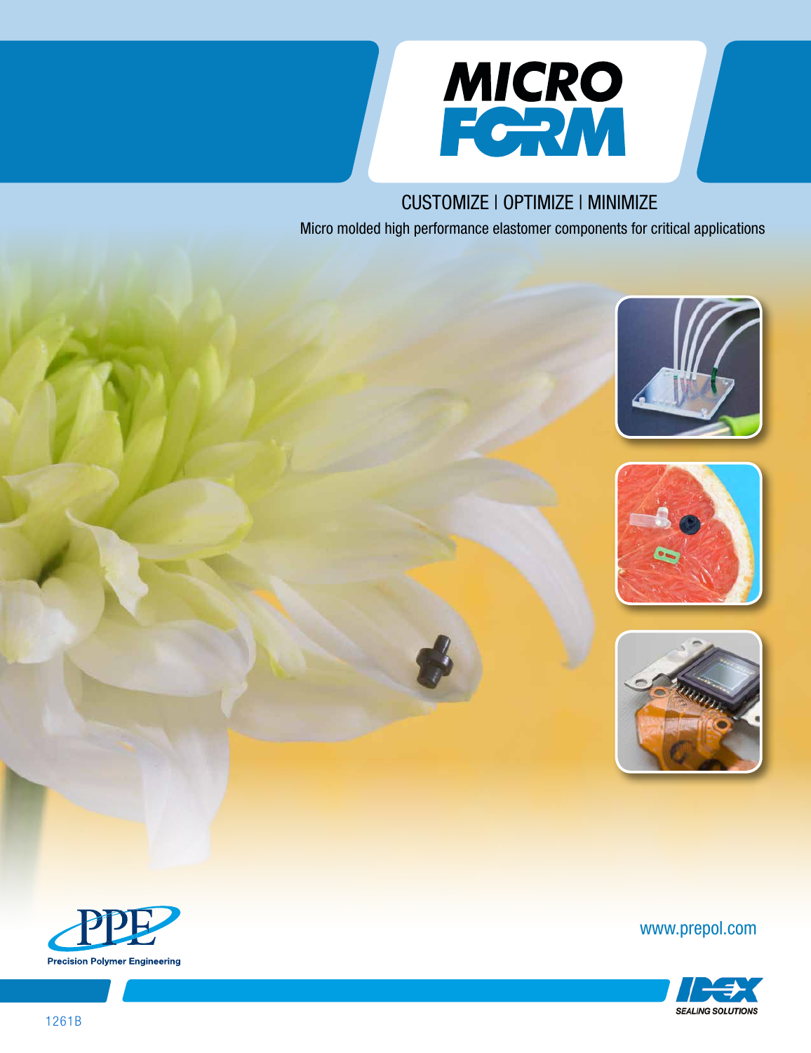# MICRO FORM

CUSTOMIZE | OPTIMIZE | MINIMIZE

Micro molded high performance elastomer components for critical applications

PPE

Precision Polymer Engineering

www.prepol.com

IDEX SEALING SOLUTIONS

1261B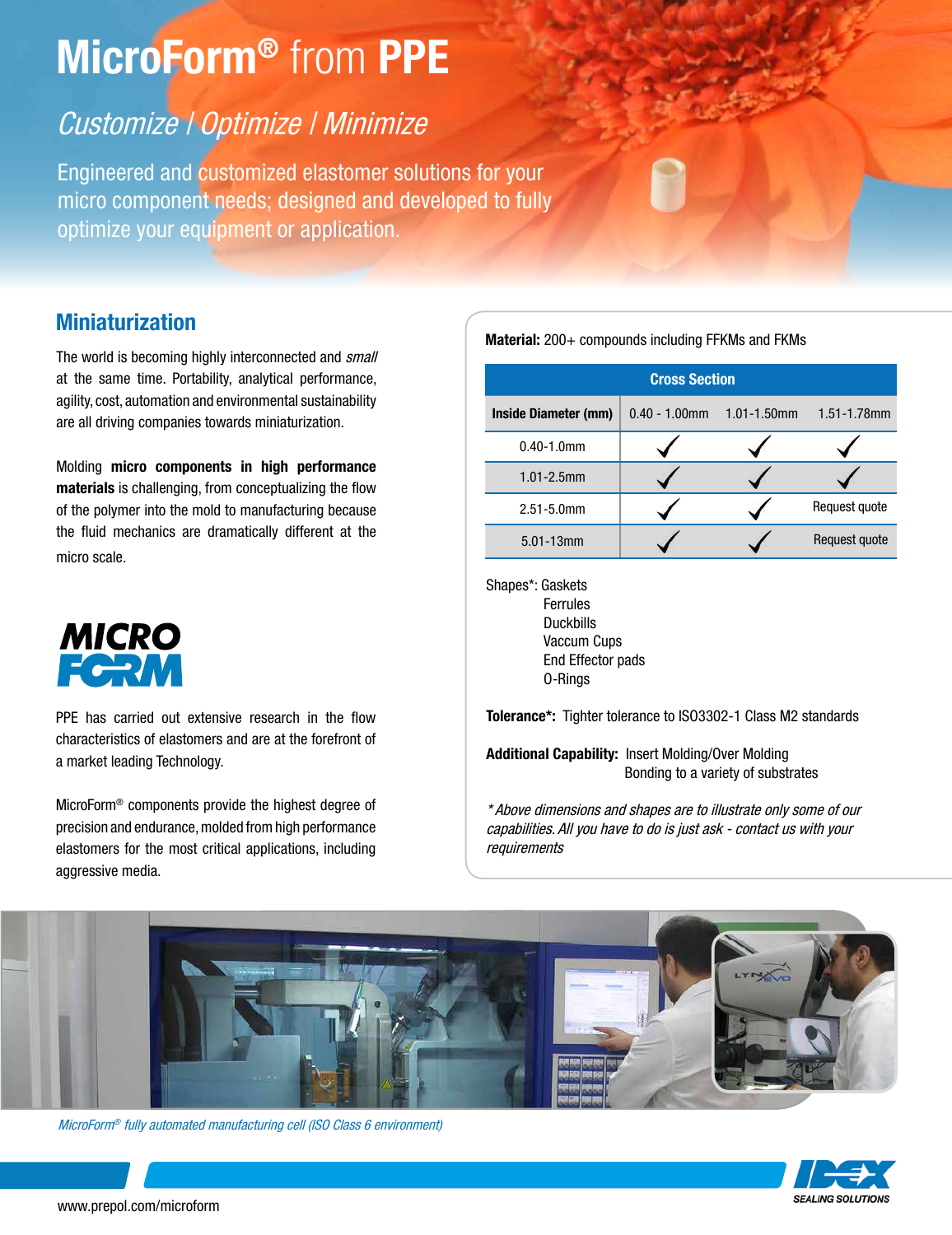# MicroForm® from PPE

## *Customize | Optimize | Minimize*

Engineered and customized elastomer solutions for your micro component needs; designed and developed to fully optimize your equipment or application.

## Miniaturization

The world is becoming highly interconnected and *small* at the same time. Portability, analytical performance, agility, cost, automation and environmental sustainability are all driving companies towards miniaturization.

Molding **micro components in high performance materials** is challenging, from conceptualizing the flow of the polymer into the mold to manufacturing because the fluid mechanics are dramatically different at the micro scale.

**MICRO FORM**

PPE has carried out extensive research in the flow characteristics of elastomers and are at the forefront of a market leading Technology.

MicroForm® components provide the highest degree of precision and endurance, molded from high performance elastomers for the most critical applications, including aggressive media.

**Material:** 200+ compounds including FFKMs and FKMs

| | Cross Section | | |
|---|---|---|---|
| **Inside Diameter (mm)** | 0.40 - 1.00mm | 1.01-1.50mm | 1.51-1.78mm |
| 0.40-1.0mm | ✓ | ✓ | ✓ |
| 1.01-2.5mm | ✓ | ✓ | ✓ |
| 2.51-5.0mm | ✓ | ✓ | Request quote |
| 5.01-13mm | ✓ | ✓ | Request quote |

Shapes*: Gaskets
- Ferrules
- Duckbills
- Vaccum Cups
- End Effector pads
- O-Rings

**Tolerance*:** Tighter tolerance to ISO3302-1 Class M2 standards

**Additional Capability:** Insert Molding/Over Molding
Bonding to a variety of substrates

*\*Above dimensions and shapes are to illustrate only some of our capabilities. All you have to do is just ask - contact us with your requirements*

*MicroForm® fully automated manufacturing cell (ISO Class 6 environment)*

www.prepol.com/microform

IDEX SEALING SOLUTIONS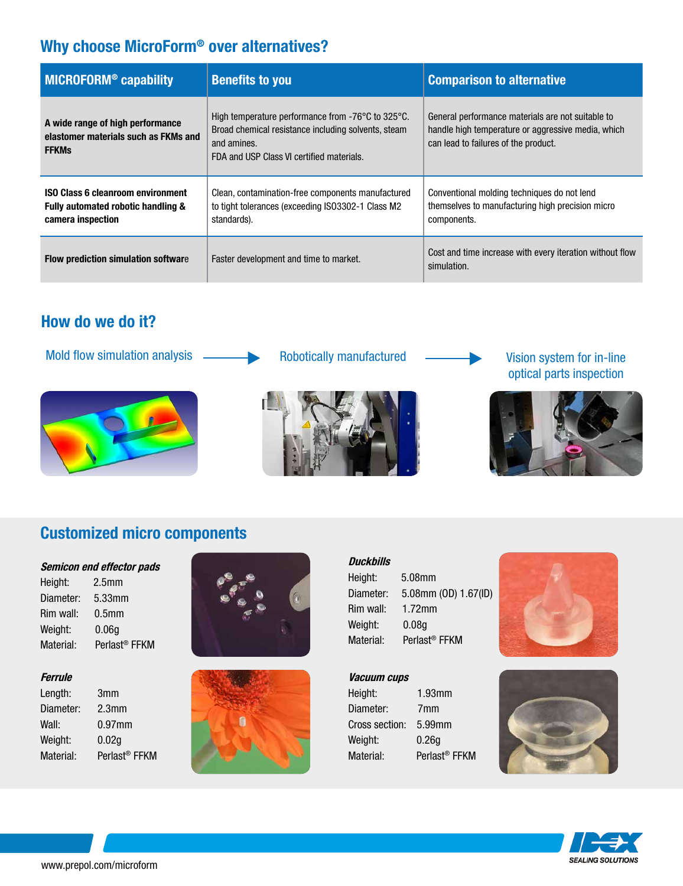## Why choose MicroForm® over alternatives?

| MICROFORM® capability | Benefits to you | Comparison to alternative |
|---|---|---|
| **A wide range of high performance elastomer materials such as FKMs and FFKMs** | High temperature performance from -76°C to 325°C. Broad chemical resistance including solvents, steam and amines. FDA and USP Class VI certified materials. | General performance materials are not suitable to handle high temperature or aggressive media, which can lead to failures of the product. |
| **ISO Class 6 cleanroom environment Fully automated robotic handling & camera inspection** | Clean, contamination-free components manufactured to tight tolerances (exceeding ISO3302-1 Class M2 standards). | Conventional molding techniques do not lend themselves to manufacturing high precision micro components. |
| **Flow prediction simulation software** | Faster development and time to market. | Cost and time increase with every iteration without flow simulation. |

## How do we do it?

Mold flow simulation analysis → Robotically manufactured → Vision system for in-line optical parts inspection

## Customized micro components

***Semicon end effector pads***

Height: 2.5mm
Diameter: 5.33mm
Rim wall: 0.5mm
Weight: 0.06g
Material: Perlast® FFKM

***Ferrule***

Length: 3mm
Diameter: 2.3mm
Wall: 0.97mm
Weight: 0.02g
Material: Perlast® FFKM

***Duckbills***

Height: 5.08mm
Diameter: 5.08mm (OD) 1.67(ID)
Rim wall: 1.72mm
Weight: 0.08g
Material: Perlast® FFKM

***Vacuum cups***

Height: 1.93mm
Diameter: 7mm
Cross section: 5.99mm
Weight: 0.26g
Material: Perlast® FFKM

www.prepol.com/microform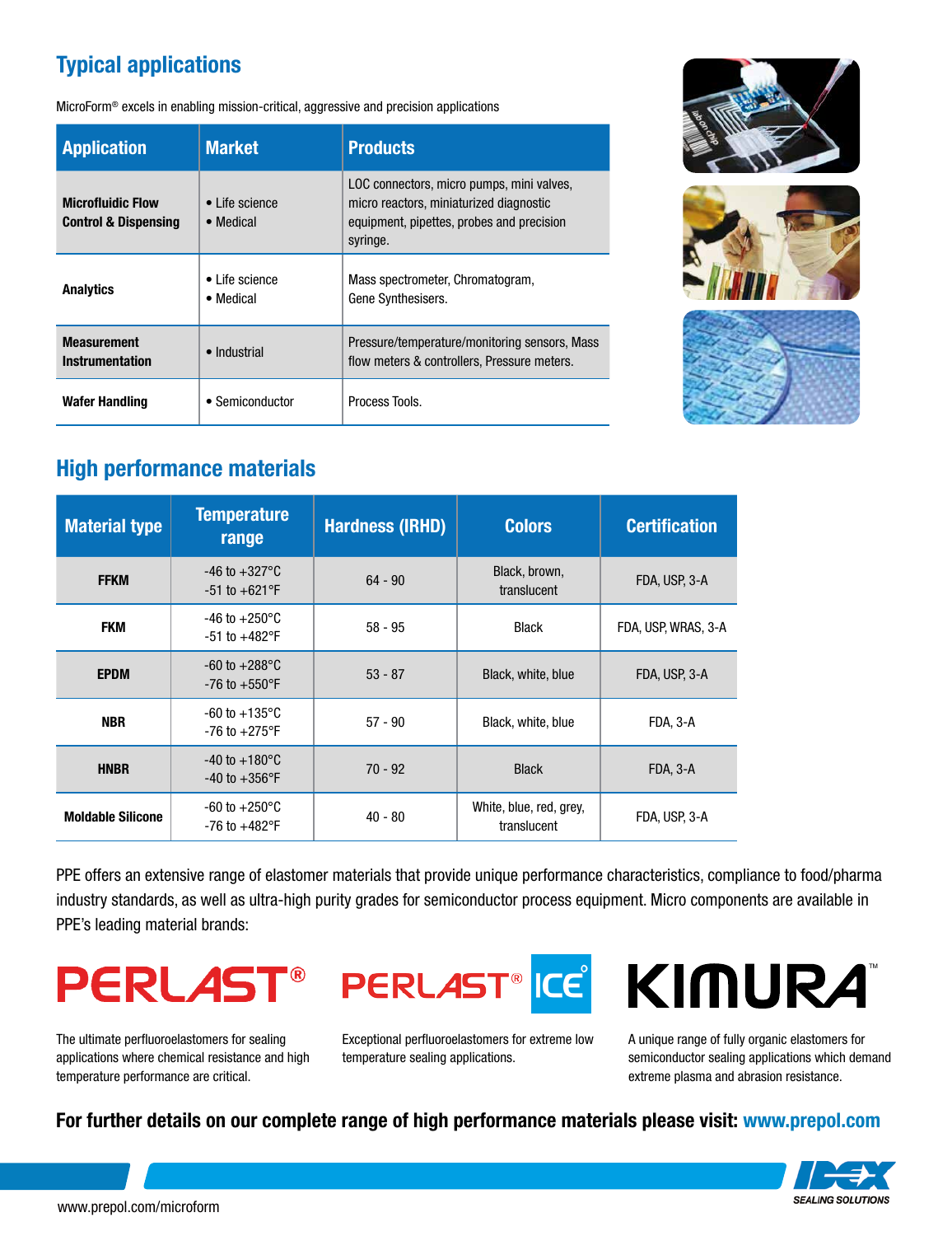## Typical applications

MicroForm® excels in enabling mission-critical, aggressive and precision applications

| Application | Market | Products |
|---|---|---|
| **Microfluidic Flow Control & Dispensing** | • Life science<br>• Medical | LOC connectors, micro pumps, mini valves, micro reactors, miniaturized diagnostic equipment, pipettes, probes and precision syringe. |
| **Analytics** | • Life science<br>• Medical | Mass spectrometer, Chromatogram, Gene Synthesisers. |
| **Measurement Instrumentation** | • Industrial | Pressure/temperature/monitoring sensors, Mass flow meters & controllers, Pressure meters. |
| **Wafer Handling** | • Semiconductor | Process Tools. |

## High performance materials

| Material type | Temperature range | Hardness (IRHD) | Colors | Certification |
|---|---|---|---|---|
| **FFKM** | -46 to +327°C<br>-51 to +621°F | 64 - 90 | Black, brown, translucent | FDA, USP, 3-A |
| **FKM** | -46 to +250°C<br>-51 to +482°F | 58 - 95 | Black | FDA, USP, WRAS, 3-A |
| **EPDM** | -60 to +288°C<br>-76 to +550°F | 53 - 87 | Black, white, blue | FDA, USP, 3-A |
| **NBR** | -60 to +135°C<br>-76 to +275°F | 57 - 90 | Black, white, blue | FDA, 3-A |
| **HNBR** | -40 to +180°C<br>-40 to +356°F | 70 - 92 | Black | FDA, 3-A |
| **Moldable Silicone** | -60 to +250°C<br>-76 to +482°F | 40 - 80 | White, blue, red, grey, translucent | FDA, USP, 3-A |

PPE offers an extensive range of elastomer materials that provide unique performance characteristics, compliance to food/pharma industry standards, as well as ultra-high purity grades for semiconductor process equipment. Micro components are available in PPE's leading material brands:

**PERLAST®**

The ultimate perfluoroelastomers for sealing applications where chemical resistance and high temperature performance are critical.

**PERLAST® ICE**

Exceptional perfluoroelastomers for extreme low temperature sealing applications.

**KIMURA™**

A unique range of fully organic elastomers for semiconductor sealing applications which demand extreme plasma and abrasion resistance.

**For further details on our complete range of high performance materials please visit: www.prepol.com**

IDEX SEALING SOLUTIONS

www.prepol.com/microform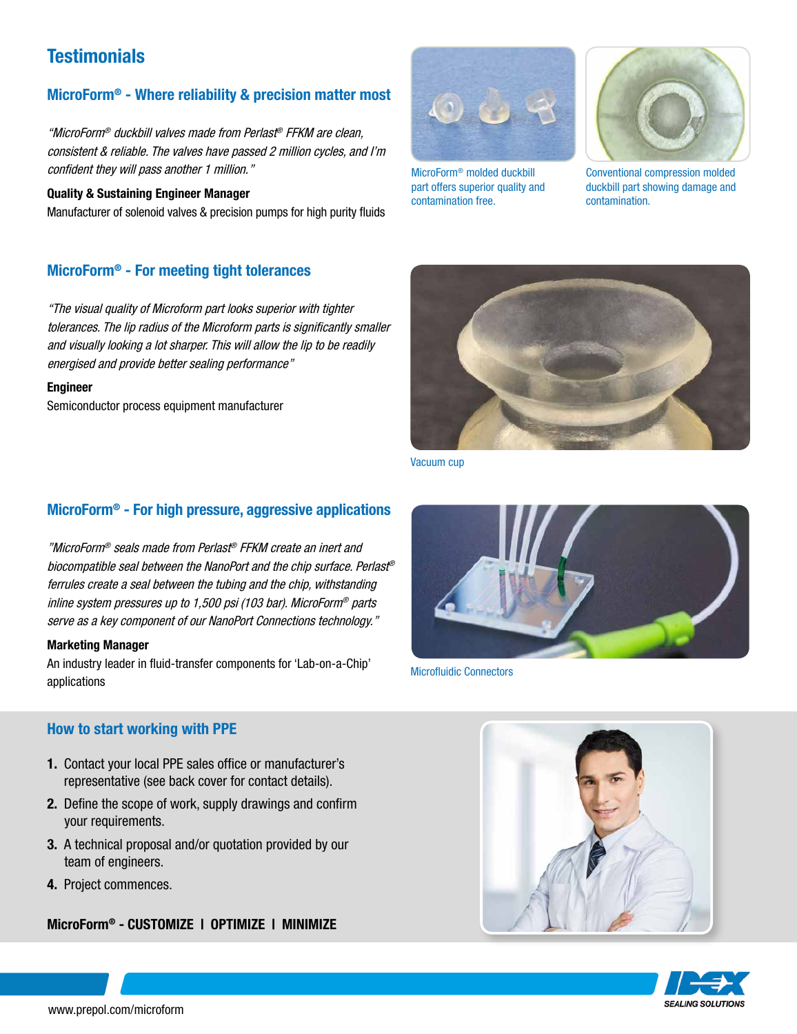# Testimonials

## MicroForm® - Where reliability & precision matter most

*"MicroForm® duckbill valves made from Perlast® FFKM are clean, consistent & reliable. The valves have passed 2 million cycles, and I'm confident they will pass another 1 million."*

**Quality & Sustaining Engineer Manager**
Manufacturer of solenoid valves & precision pumps for high purity fluids

MicroForm® molded duckbill part offers superior quality and contamination free.

Conventional compression molded duckbill part showing damage and contamination.

## MicroForm® - For meeting tight tolerances

*"The visual quality of Microform part looks superior with tighter tolerances. The lip radius of the Microform parts is significantly smaller and visually looking a lot sharper. This will allow the lip to be readily energised and provide better sealing performance"*

**Engineer**
Semiconductor process equipment manufacturer

Vacuum cup

## MicroForm® - For high pressure, aggressive applications

*"MicroForm® seals made from Perlast® FFKM create an inert and biocompatible seal between the NanoPort and the chip surface. Perlast® ferrules create a seal between the tubing and the chip, withstanding inline system pressures up to 1,500 psi (103 bar). MicroForm® parts serve as a key component of our NanoPort Connections technology."*

**Marketing Manager**
An industry leader in fluid-transfer components for 'Lab-on-a-Chip' applications

Microfluidic Connectors

## How to start working with PPE

1. Contact your local PPE sales office or manufacturer's representative (see back cover for contact details).
2. Define the scope of work, supply drawings and confirm your requirements.
3. A technical proposal and/or quotation provided by our team of engineers.
4. Project commences.

**MicroForm® - CUSTOMIZE I OPTIMIZE I MINIMIZE**

www.prepol.com/microform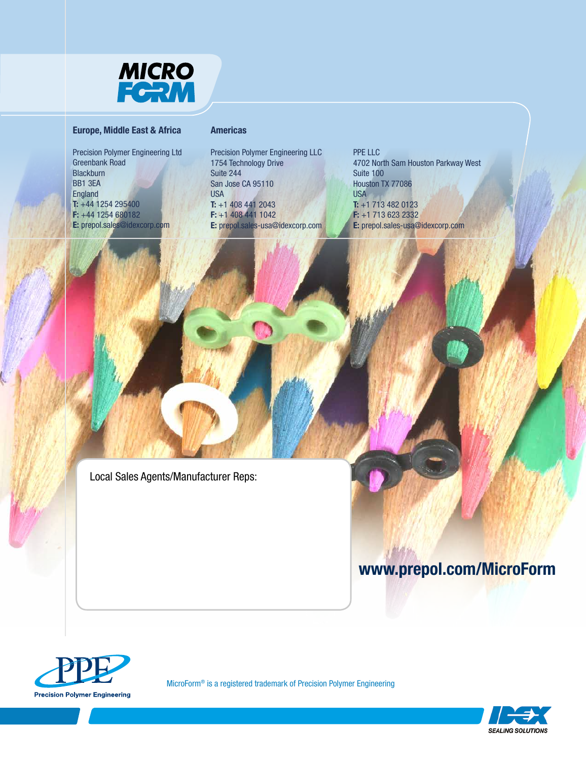# MICRO FORM

## Europe, Middle East & Africa

Precision Polymer Engineering Ltd
Greenbank Road
Blackburn
BB1 3EA
England
**T:** +44 1254 295400
**F:** +44 1254 680182
**E:** prepol.sales@idexcorp.com

## Americas

Precision Polymer Engineering LLC
1754 Technology Drive
Suite 244
San Jose CA 95110
USA
**T:** +1 408 441 2043
**F:** +1 408 441 1042
**E:** prepol.sales-usa@idexcorp.com

PPE LLC
4702 North Sam Houston Parkway West
Suite 100
Houston TX 77086
USA
**T:** +1 713 482 0123
**F:** +1 713 623 2332
**E:** prepol.sales-usa@idexcorp.com

Local Sales Agents/Manufacturer Reps:

**www.prepol.com/MicroForm**

PPE
Precision Polymer Engineering

MicroForm® is a registered trademark of Precision Polymer Engineering

IDEX
SEALING SOLUTIONS